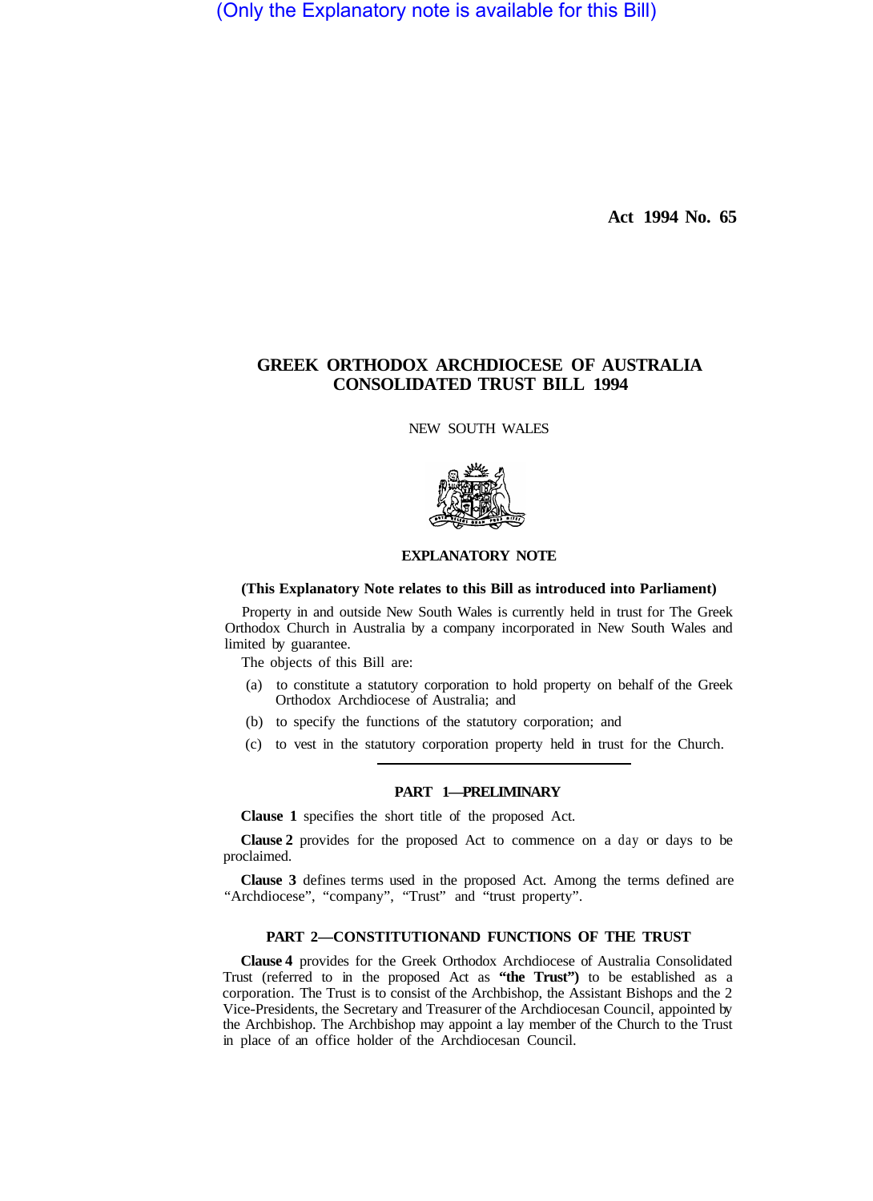(Only the Explanatory note is available for this Bill)

**Act 1994 No. 65**

# GREEK ORTHODOX ARCHDIOCESE OF AUSTRALIA CONSOLIDATED TRUST BILL 1994

NEW SOUTH WALES

## EXPLANATORY NOTE

**(This Explanatory Note relates to this Bill as introduced into Parliament)**

Property in and outside New South Wales is currently held in trust for The Greek Orthodox Church in Australia by a company incorporated in New South Wales and limited by guarantee.

The objects of this Bill are:

(a) to constitute a statutory corporation to hold property on behalf of the Greek Orthodox Archdiocese of Australia; and

(b) to specify the functions of the statutory corporation; and

(c) to vest in the statutory corporation property held in trust for the Church.

### PART 1—PRELIMINARY

**Clause 1** specifies the short title of the proposed Act.

**Clause 2** provides for the proposed Act to commence on a day or days to be proclaimed.

**Clause 3** defines terms used in the proposed Act. Among the terms defined are "Archdiocese", "company", "Trust" and "trust property".

### PART 2—CONSTITUTION AND FUNCTIONS OF THE TRUST

**Clause 4** provides for the Greek Orthodox Archdiocese of Australia Consolidated Trust (referred to in the proposed Act as **"the Trust")** to be established as a corporation. The Trust is to consist of the Archbishop, the Assistant Bishops and the 2 Vice-Presidents, the Secretary and Treasurer of the Archdiocesan Council, appointed by the Archbishop. The Archbishop may appoint a lay member of the Church to the Trust in place of an office holder of the Archdiocesan Council.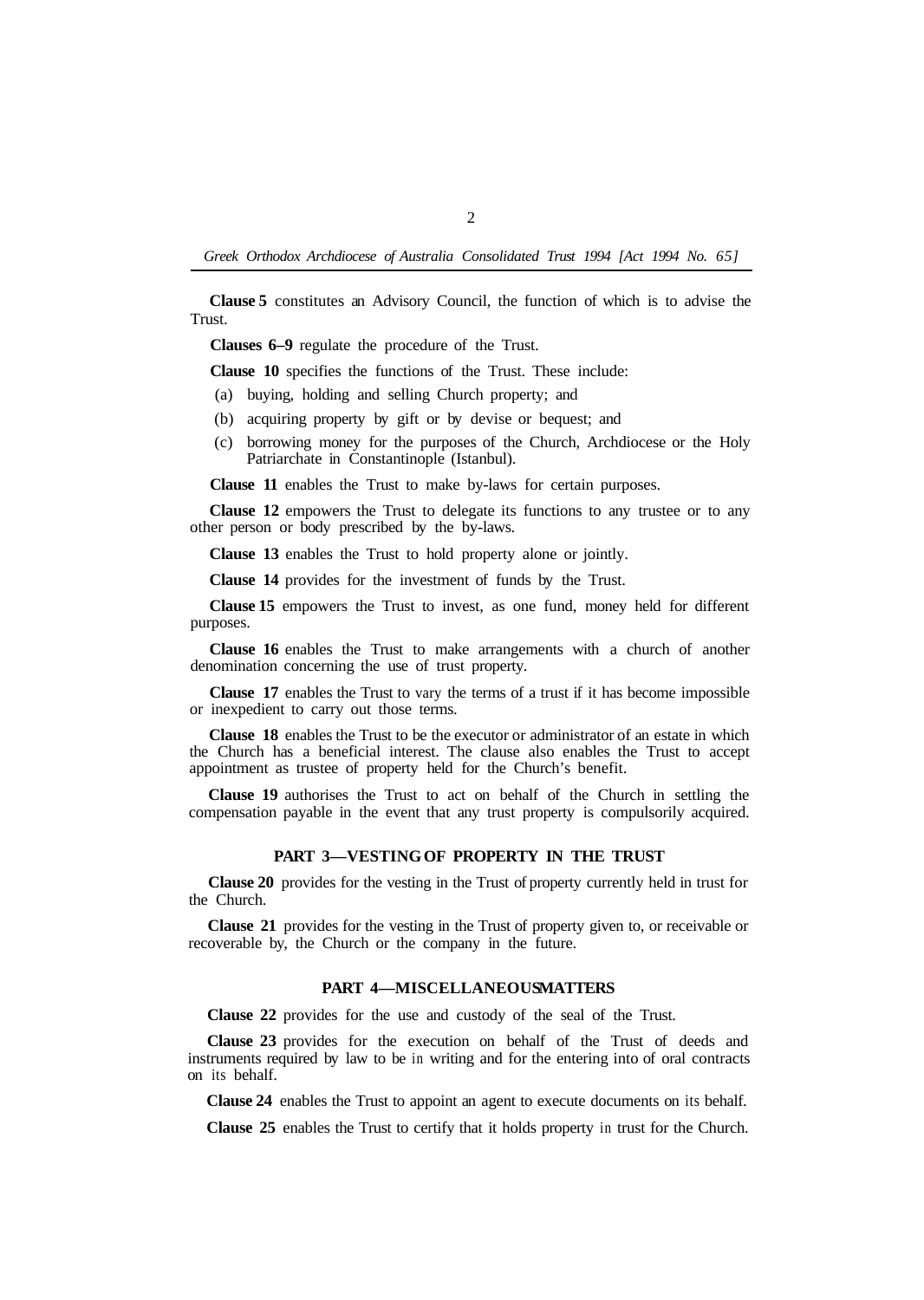**Clause 5** constitutes an Advisory Council, the function of which is to advise the Trust.

**Clauses 6–9** regulate the procedure of the Trust.

**Clause 10** specifies the functions of the Trust. These include:

(a) buying, holding and selling Church property; and

(b) acquiring property by gift or by devise or bequest; and

(c) borrowing money for the purposes of the Church, Archdiocese or the Holy Patriarchate in Constantinople (Istanbul).

**Clause 11** enables the Trust to make by-laws for certain purposes.

**Clause 12** empowers the Trust to delegate its functions to any trustee or to any other person or body prescribed by the by-laws.

**Clause 13** enables the Trust to hold property alone or jointly.

**Clause 14** provides for the investment of funds by the Trust.

**Clause 15** empowers the Trust to invest, as one fund, money held for different purposes.

**Clause 16** enables the Trust to make arrangements with a church of another denomination concerning the use of trust property.

**Clause 17** enables the Trust to vary the terms of a trust if it has become impossible or inexpedient to carry out those terms.

**Clause 18** enables the Trust to be the executor or administrator of an estate in which the Church has a beneficial interest. The clause also enables the Trust to accept appointment as trustee of property held for the Church's benefit.

**Clause 19** authorises the Trust to act on behalf of the Church in settling the compensation payable in the event that any trust property is compulsorily acquired.

## PART 3—VESTING OF PROPERTY IN THE TRUST

**Clause 20** provides for the vesting in the Trust of property currently held in trust for the Church.

**Clause 21** provides for the vesting in the Trust of property given to, or receivable or recoverable by, the Church or the company in the future.

## PART 4—MISCELLANEOUS MATTERS

**Clause 22** provides for the use and custody of the seal of the Trust.

**Clause 23** provides for the execution on behalf of the Trust of deeds and instruments required by law to be in writing and for the entering into of oral contracts on its behalf.

**Clause 24** enables the Trust to appoint an agent to execute documents on its behalf.

**Clause 25** enables the Trust to certify that it holds property in trust for the Church.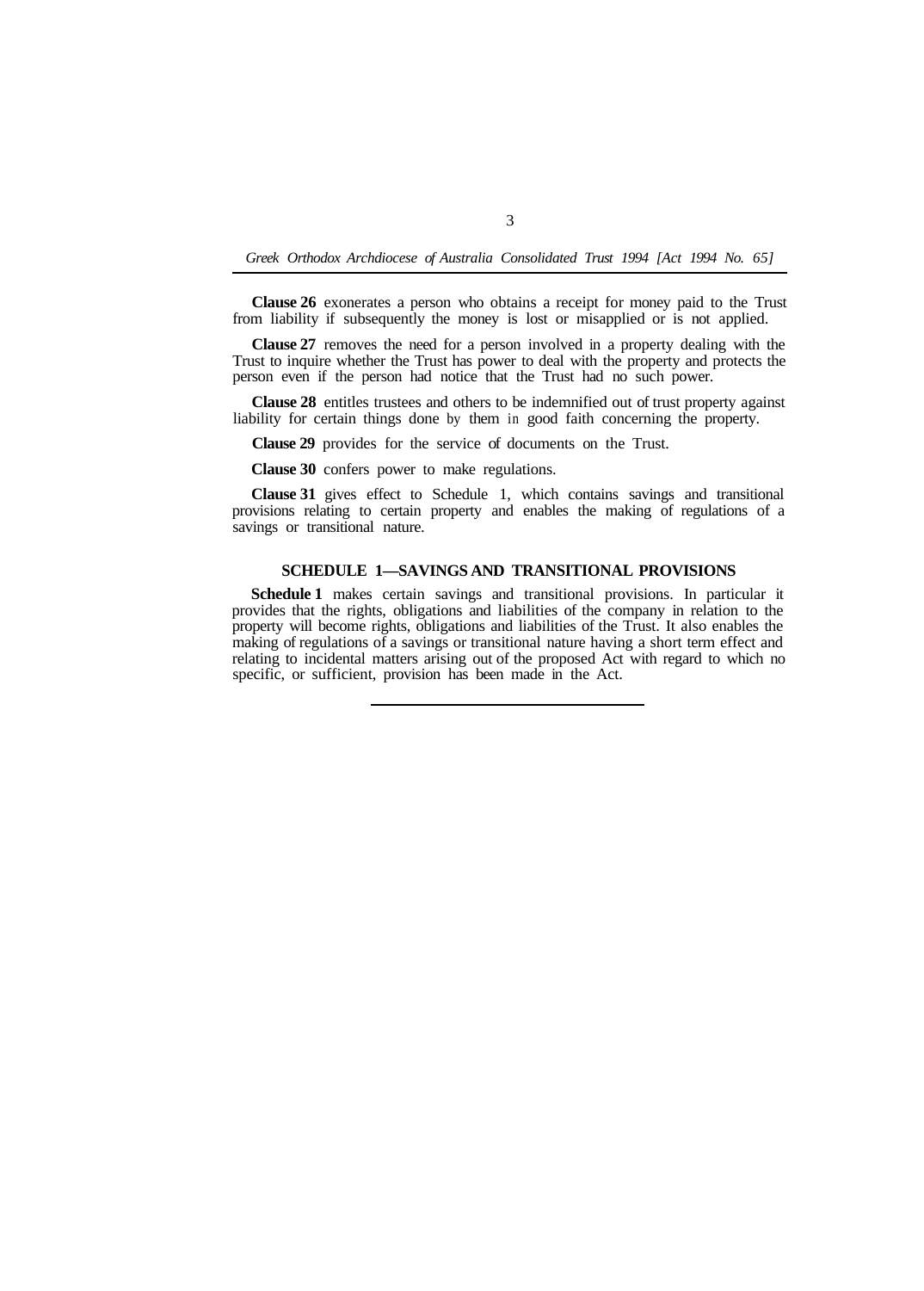**Clause 26** exonerates a person who obtains a receipt for money paid to the Trust from liability if subsequently the money is lost or misapplied or is not applied.

**Clause 27** removes the need for a person involved in a property dealing with the Trust to inquire whether the Trust has power to deal with the property and protects the person even if the person had notice that the Trust had no such power.

**Clause 28** entitles trustees and others to be indemnified out of trust property against liability for certain things done by them in good faith concerning the property.

**Clause 29** provides for the service of documents on the Trust.

**Clause 30** confers power to make regulations.

**Clause 31** gives effect to Schedule 1, which contains savings and transitional provisions relating to certain property and enables the making of regulations of a savings or transitional nature.

## SCHEDULE 1—SAVINGS AND TRANSITIONAL PROVISIONS

**Schedule 1** makes certain savings and transitional provisions. In particular it provides that the rights, obligations and liabilities of the company in relation to the property will become rights, obligations and liabilities of the Trust. It also enables the making of regulations of a savings or transitional nature having a short term effect and relating to incidental matters arising out of the proposed Act with regard to which no specific, or sufficient, provision has been made in the Act.